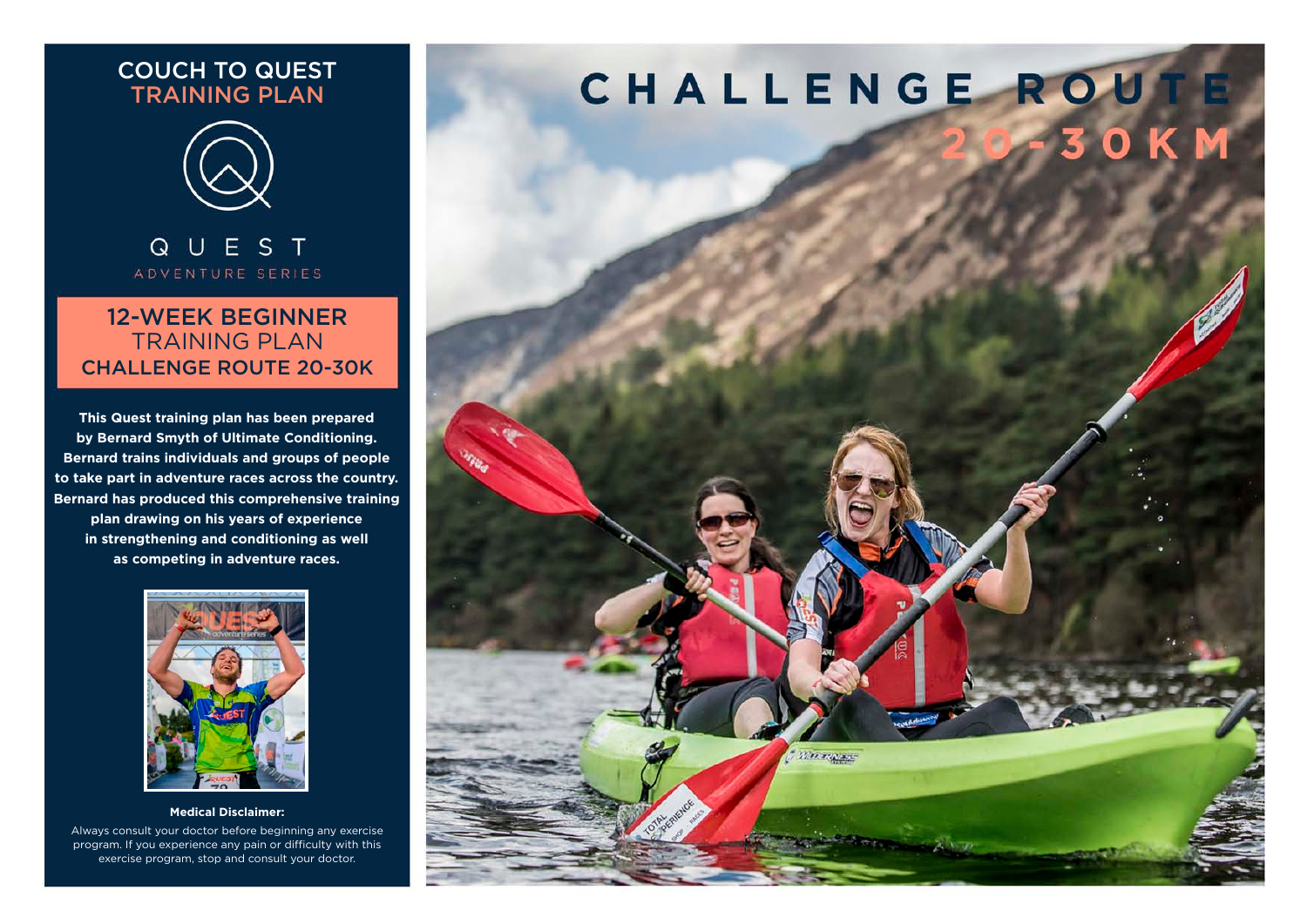# COUCH TO QUEST TRAINING PLAN

QUEST

ADVENTURE SERIES

## 12-WEEK BEGINNER TRAINING PLAN CHALLENGE ROUTE 20-30K

**This Quest training plan has been prepared by Bernard Smyth of Ultimate Conditioning. Bernard trains individuals and groups of people to take part in adventure races across the country. Bernard has produced this comprehensive training plan drawing on his years of experience in strengthening and conditioning as well as competing in adventure races.**

**Medical Disclaimer:**

Always consult your doctor before beginning any exercise program. If you experience any pain or difficulty with this exercise program, stop and consult your doctor.

# CHALLENGE ROUTE 20-30KM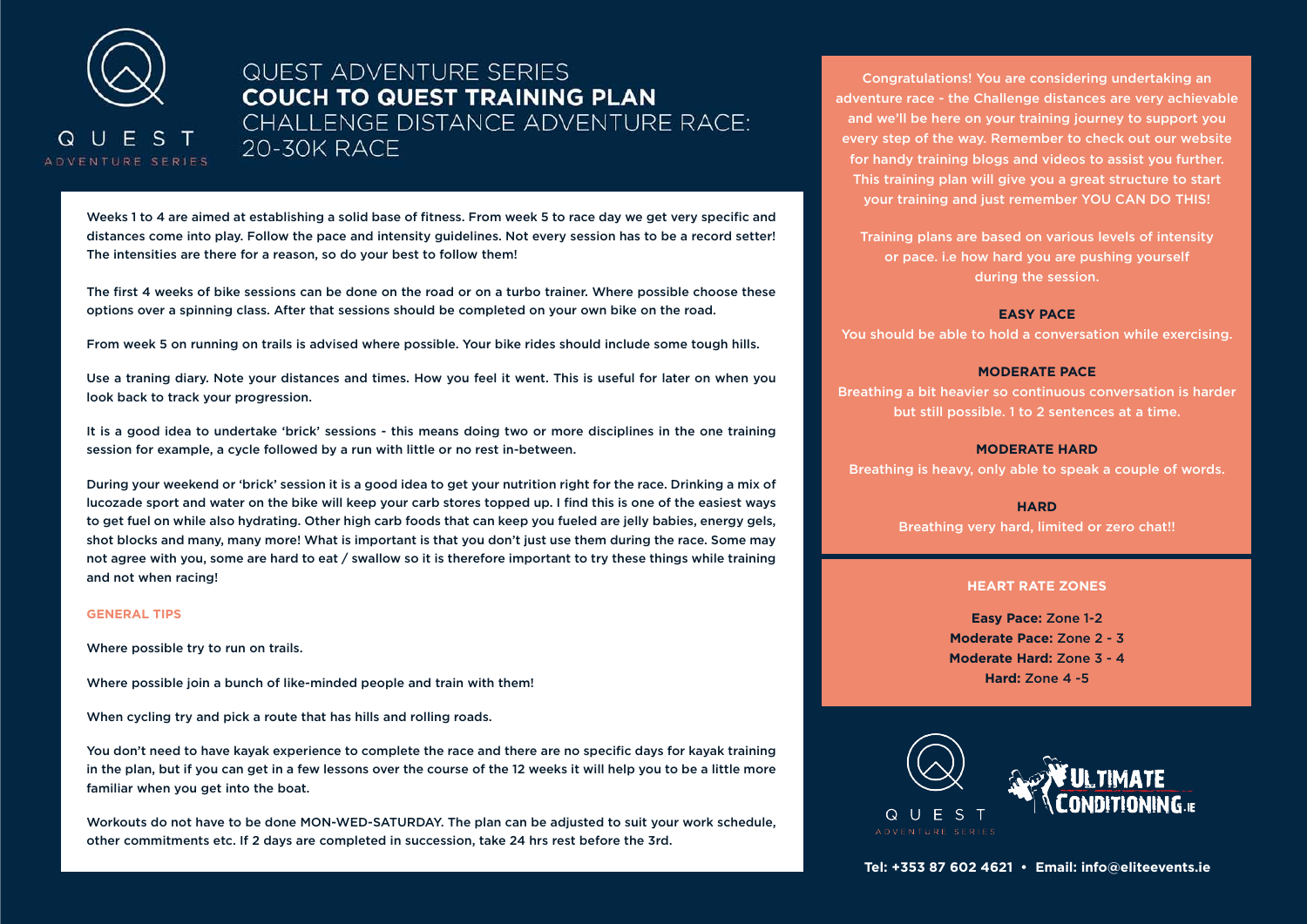# QUEST ADVENTURE SERIES
## COUCH TO QUEST TRAINING PLAN
## CHALLENGE DISTANCE ADVENTURE RACE: 20-30K RACE

Weeks 1 to 4 are aimed at establishing a solid base of fitness. From week 5 to race day we get very specific and distances come into play. Follow the pace and intensity guidelines. Not every session has to be a record setter! The intensities are there for a reason, so do your best to follow them!

The first 4 weeks of bike sessions can be done on the road or on a turbo trainer. Where possible choose these options over a spinning class. After that sessions should be completed on your own bike on the road.

From week 5 on running on trails is advised where possible. Your bike rides should include some tough hills.

Use a traning diary. Note your distances and times. How you feel it went. This is useful for later on when you look back to track your progression.

It is a good idea to undertake 'brick' sessions - this means doing two or more disciplines in the one training session for example, a cycle followed by a run with little or no rest in-between.

During your weekend or 'brick' session it is a good idea to get your nutrition right for the race. Drinking a mix of lucozade sport and water on the bike will keep your carb stores topped up. I find this is one of the easiest ways to get fuel on while also hydrating. Other high carb foods that can keep you fueled are jelly babies, energy gels, shot blocks and many, many more! What is important is that you don't just use them during the race. Some may not agree with you, some are hard to eat / swallow so it is therefore important to try these things while training and not when racing!

### GENERAL TIPS

Where possible try to run on trails.

Where possible join a bunch of like-minded people and train with them!

When cycling try and pick a route that has hills and rolling roads.

You don't need to have kayak experience to complete the race and there are no specific days for kayak training in the plan, but if you can get in a few lessons over the course of the 12 weeks it will help you to be a little more familiar when you get into the boat.

Workouts do not have to be done MON-WED-SATURDAY. The plan can be adjusted to suit your work schedule, other commitments etc. If 2 days are completed in succession, take 24 hrs rest before the 3rd.

Congratulations! You are considering undertaking an adventure race - the Challenge distances are very achievable and we'll be here on your training journey to support you every step of the way. Remember to check out our website for handy training blogs and videos to assist you further. This training plan will give you a great structure to start your training and just remember YOU CAN DO THIS!

Training plans are based on various levels of intensity or pace. i.e how hard you are pushing yourself during the session.

**EASY PACE**
You should be able to hold a conversation while exercising.

**MODERATE PACE**
Breathing a bit heavier so continuous conversation is harder but still possible. 1 to 2 sentences at a time.

**MODERATE HARD**
Breathing is heavy, only able to speak a couple of words.

**HARD**
Breathing very hard, limited or zero chat!!

### HEART RATE ZONES

**Easy Pace:** Zone 1-2
**Moderate Pace:** Zone 2 - 3
**Moderate Hard:** Zone 3 - 4
**Hard:** Zone 4 -5

QUEST ADVENTURE SERIES — ULTIMATE CONDITIONING.IE

Tel: +353 87 602 4621 • Email: info@eliteevents.ie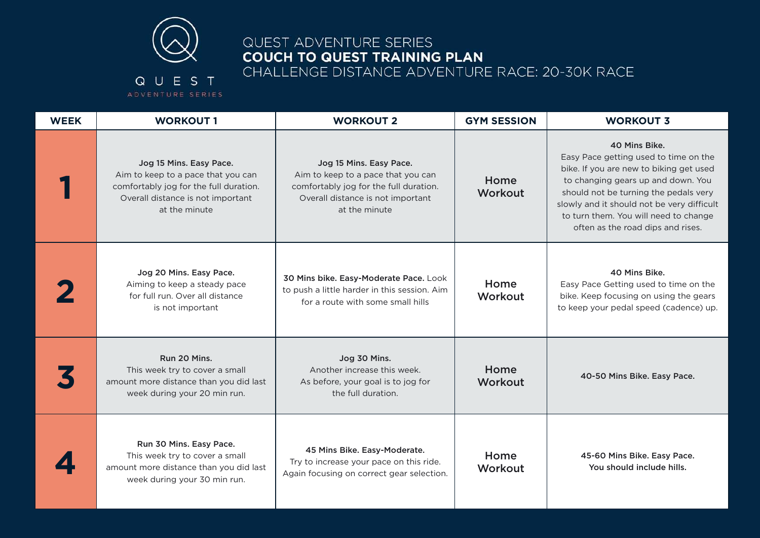QUEST

ADVENTURE SERIES

# QUEST ADVENTURE SERIES
## COUCH TO QUEST TRAINING PLAN
### CHALLENGE DISTANCE ADVENTURE RACE: 20-30K RACE

| WEEK | WORKOUT 1 | WORKOUT 2 | GYM SESSION | WORKOUT 3 |
|---|---|---|---|---|
| 1 | **Jog 15 Mins. Easy Pace.** Aim to keep to a pace that you can comfortably jog for the full duration. Overall distance is not important at the minute | **Jog 15 Mins. Easy Pace.** Aim to keep to a pace that you can comfortably jog for the full duration. Overall distance is not important at the minute | Home Workout | **40 Mins Bike.** Easy Pace getting used to time on the bike. If you are new to biking get used to changing gears up and down. You should not be turning the pedals very slowly and it should not be very difficult to turn them. You will need to change often as the road dips and rises. |
| 2 | **Jog 20 Mins. Easy Pace.** Aiming to keep a steady pace for full run. Over all distance is not important | **30 Mins bike. Easy-Moderate Pace.** Look to push a little harder in this session. Aim for a route with some small hills | Home Workout | **40 Mins Bike.** Easy Pace Getting used to time on the bike. Keep focusing on using the gears to keep your pedal speed (cadence) up. |
| 3 | **Run 20 Mins.** This week try to cover a small amount more distance than you did last week during your 20 min run. | **Jog 30 Mins.** Another increase this week. As before, your goal is to jog for the full duration. | Home Workout | **40-50 Mins Bike. Easy Pace.** |
| 4 | **Run 30 Mins. Easy Pace.** This week try to cover a small amount more distance than you did last week during your 30 min run. | **45 Mins Bike. Easy-Moderate.** Try to increase your pace on this ride. Again focusing on correct gear selection. | Home Workout | **45-60 Mins Bike. Easy Pace. You should include hills.** |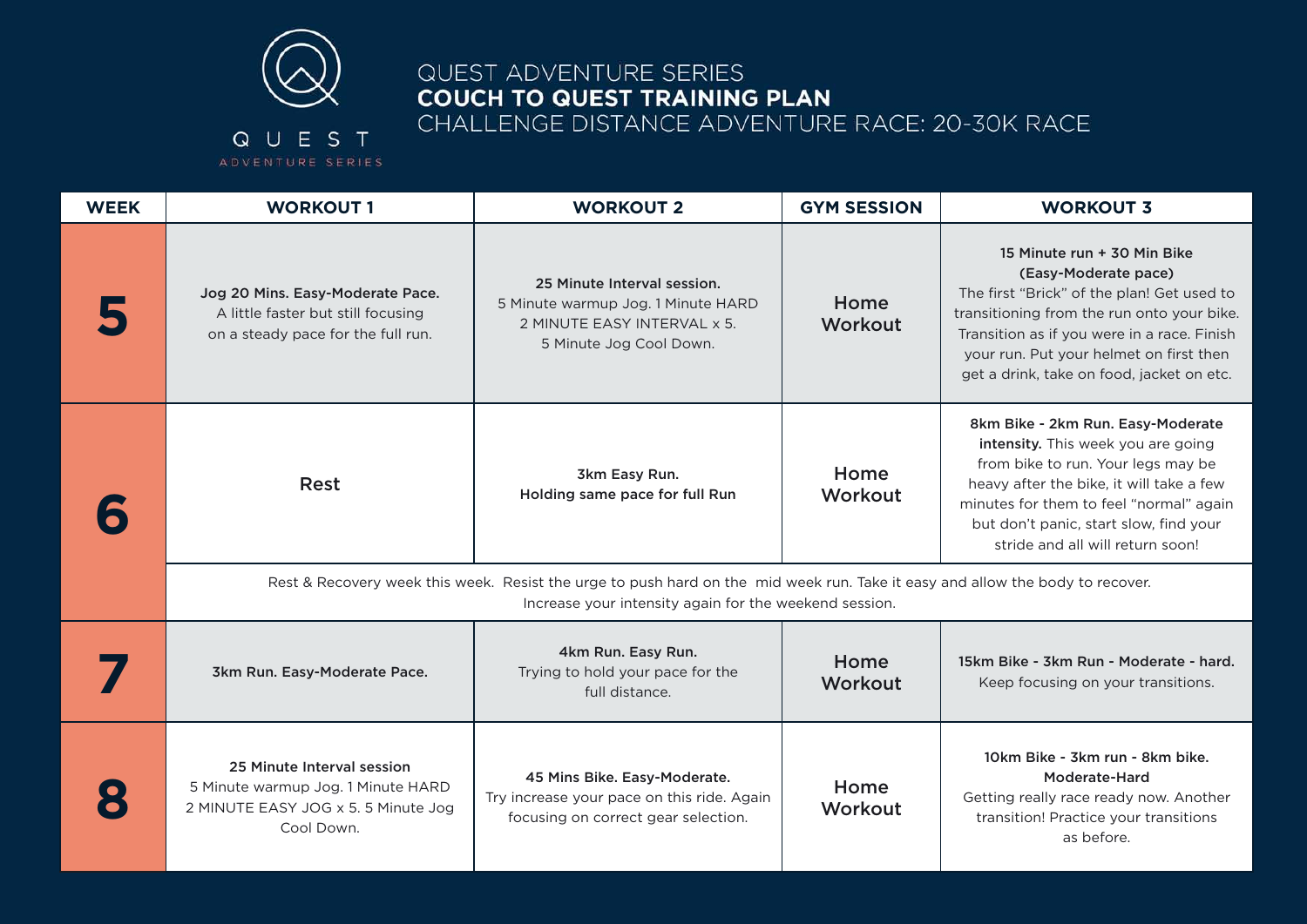QUEST ADVENTURE SERIES

# COUCH TO QUEST TRAINING PLAN

CHALLENGE DISTANCE ADVENTURE RACE: 20-30K RACE

| WEEK | WORKOUT 1 | WORKOUT 2 | GYM SESSION | WORKOUT 3 |
|---|---|---|---|---|
| 5 | **Jog 20 Mins. Easy-Moderate Pace.** A little faster but still focusing on a steady pace for the full run. | **25 Minute Interval session.** 5 Minute warmup Jog. 1 Minute HARD 2 MINUTE EASY INTERVAL x 5. 5 Minute Jog Cool Down. | Home Workout | **15 Minute run + 30 Min Bike (Easy-Moderate pace)** The first "Brick" of the plan! Get used to transitioning from the run onto your bike. Transition as if you were in a race. Finish your run. Put your helmet on first then get a drink, take on food, jacket on etc. |
| 6 | Rest | **3km Easy Run. Holding same pace for full Run** | Home Workout | **8km Bike - 2km Run. Easy-Moderate intensity.** This week you are going from bike to run. Your legs may be heavy after the bike, it will take a few minutes for them to feel "normal" again but don't panic, start slow, find your stride and all will return soon! |
| | Rest & Recovery week this week. Resist the urge to push hard on the mid week run. Take it easy and allow the body to recover. Increase your intensity again for the weekend session. | | | |
| 7 | **3km Run. Easy-Moderate Pace.** | **4km Run. Easy Run.** Trying to hold your pace for the full distance. | Home Workout | **15km Bike - 3km Run - Moderate - hard.** Keep focusing on your transitions. |
| 8 | **25 Minute Interval session** 5 Minute warmup Jog. 1 Minute HARD 2 MINUTE EASY JOG x 5. 5 Minute Jog Cool Down. | **45 Mins Bike. Easy-Moderate.** Try increase your pace on this ride. Again focusing on correct gear selection. | Home Workout | **10km Bike - 3km run - 8km bike. Moderate-Hard** Getting really race ready now. Another transition! Practice your transitions as before. |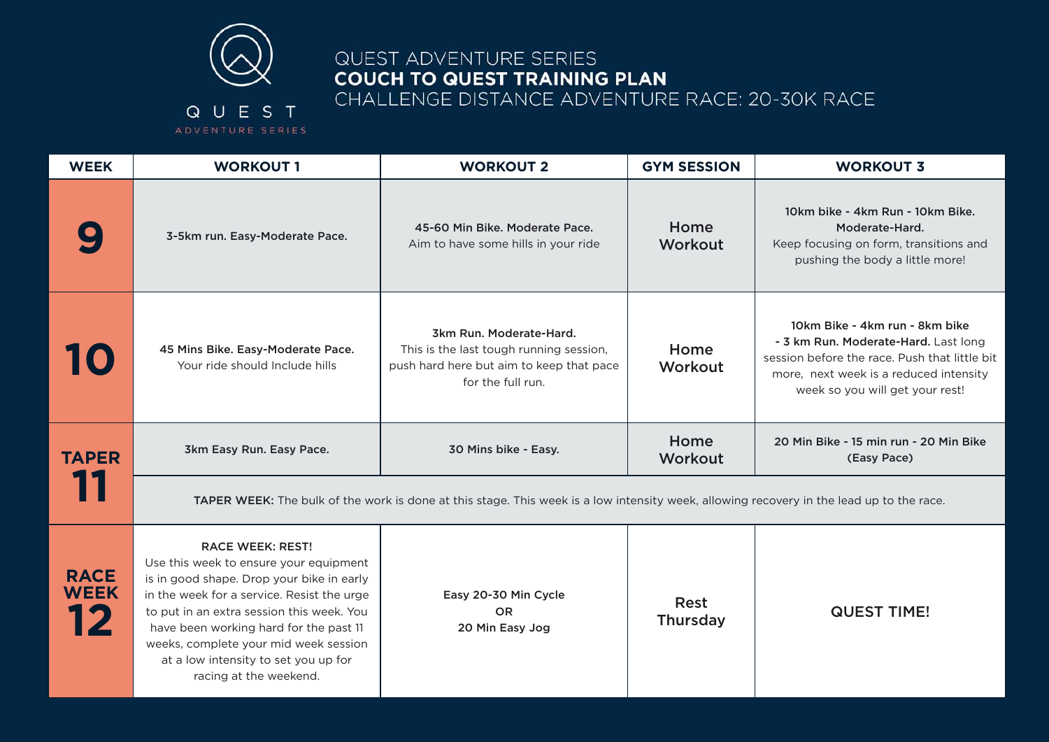QUEST
ADVENTURE SERIES

# QUEST ADVENTURE SERIES
## COUCH TO QUEST TRAINING PLAN
### CHALLENGE DISTANCE ADVENTURE RACE: 20-30K RACE

| WEEK | WORKOUT 1 | WORKOUT 2 | GYM SESSION | WORKOUT 3 |
|---|---|---|---|---|
| **9** | **3-5km run. Easy-Moderate Pace.** | **45-60 Min Bike. Moderate Pace.** Aim to have some hills in your ride | Home Workout | **10km bike - 4km Run - 10km Bike. Moderate-Hard.** Keep focusing on form, transitions and pushing the body a little more! |
| **10** | **45 Mins Bike. Easy-Moderate Pace.** Your ride should Include hills | **3km Run. Moderate-Hard.** This is the last tough running session, push hard here but aim to keep that pace for the full run. | Home Workout | **10km Bike - 4km run - 8km bike - 3 km Run. Moderate-Hard.** Last long session before the race. Push that little bit more, next week is a reduced intensity week so you will get your rest! |
| **TAPER 11** | **3km Easy Run. Easy Pace.** | **30 Mins bike - Easy.** | Home Workout | **20 Min Bike - 15 min run - 20 Min Bike (Easy Pace)** |
| | **TAPER WEEK:** The bulk of the work is done at this stage. This week is a low intensity week, allowing recovery in the lead up to the race. | | | |
| **RACE WEEK 12** | **RACE WEEK: REST!** Use this week to ensure your equipment is in good shape. Drop your bike in early in the week for a service. Resist the urge to put in an extra session this week. You have been working hard for the past 11 weeks, complete your mid week session at a low intensity to set you up for racing at the weekend. | **Easy 20-30 Min Cycle OR 20 Min Easy Jog** | Rest Thursday | QUEST TIME! |